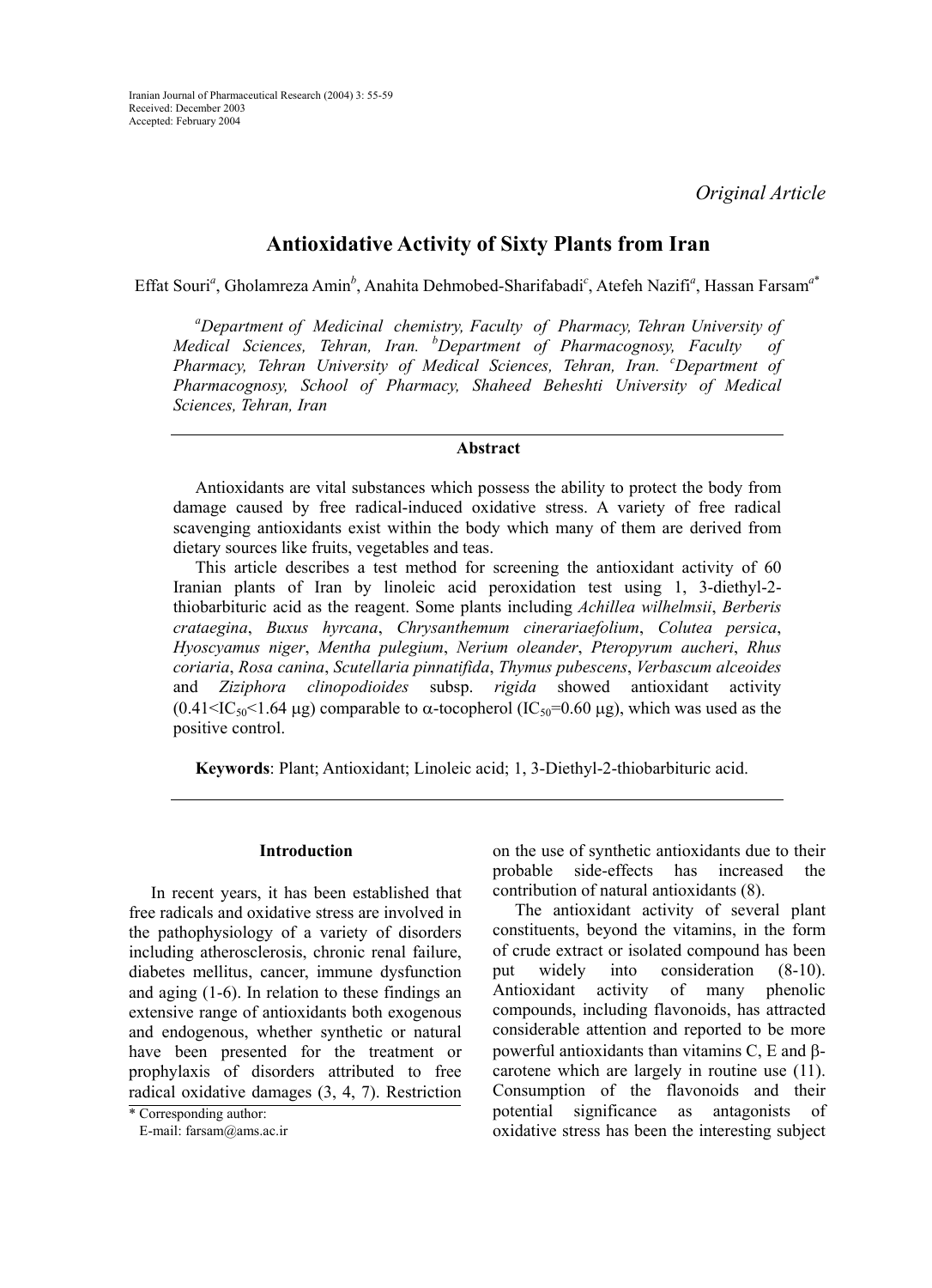Iranian Journal of Pharmaceutical Research (2004) 3: 55-59
Received: December 2003
Accepted: February 2004

*Original Article*

# Antioxidative Activity of Sixty Plants from Iran

Effat Souri[a], Gholamreza Amin[b], Anahita Dehmobed-Sharifabadi[c], Atefeh Nazifi[a], Hassan Farsam[a*]

*[a]Department of Medicinal chemistry, Faculty of Pharmacy, Tehran University of Medical Sciences, Tehran, Iran. [b]Department of Pharmacognosy, Faculty of Pharmacy, Tehran University of Medical Sciences, Tehran, Iran. [c]Department of Pharmacognosy, School of Pharmacy, Shaheed Beheshti University of Medical Sciences, Tehran, Iran*

## Abstract

Antioxidants are vital substances which possess the ability to protect the body from damage caused by free radical-induced oxidative stress. A variety of free radical scavenging antioxidants exist within the body which many of them are derived from dietary sources like fruits, vegetables and teas.

This article describes a test method for screening the antioxidant activity of 60 Iranian plants of Iran by linoleic acid peroxidation test using 1, 3-diethyl-2-thiobarbituric acid as the reagent. Some plants including *Achillea wilhelmsii*, *Berberis crataegina*, *Buxus hyrcana*, *Chrysanthemum cinerariaefolium*, *Colutea persica*, *Hyoscyamus niger*, *Mentha pulegium*, *Nerium oleander*, *Pteropyrum aucheri*, *Rhus coriaria*, *Rosa canina*, *Scutellaria pinnatifida*, *Thymus pubescens*, *Verbascum alceoides* and *Ziziphora clinopodioides* subsp. *rigida* showed antioxidant activity ($0.41<IC_{50}<1.64$ μg) comparable to α-tocopherol ($IC_{50}$=0.60 μg), which was used as the positive control.

**Keywords**: Plant; Antioxidant; Linoleic acid; 1, 3-Diethyl-2-thiobarbituric acid.

## Introduction

In recent years, it has been established that free radicals and oxidative stress are involved in the pathophysiology of a variety of disorders including atherosclerosis, chronic renal failure, diabetes mellitus, cancer, immune dysfunction and aging (1-6). In relation to these findings an extensive range of antioxidants both exogenous and endogenous, whether synthetic or natural have been presented for the treatment or prophylaxis of disorders attributed to free radical oxidative damages (3, 4, 7). Restriction on the use of synthetic antioxidants due to their probable side-effects has increased the contribution of natural antioxidants (8).

The antioxidant activity of several plant constituents, beyond the vitamins, in the form of crude extract or isolated compound has been put widely into consideration (8-10). Antioxidant activity of many phenolic compounds, including flavonoids, has attracted considerable attention and reported to be more powerful antioxidants than vitamins C, E and β-carotene which are largely in routine use (11). Consumption of the flavonoids and their potential significance as antagonists of oxidative stress has been the interesting subject

\* Corresponding author:
E-mail: farsam@ams.ac.ir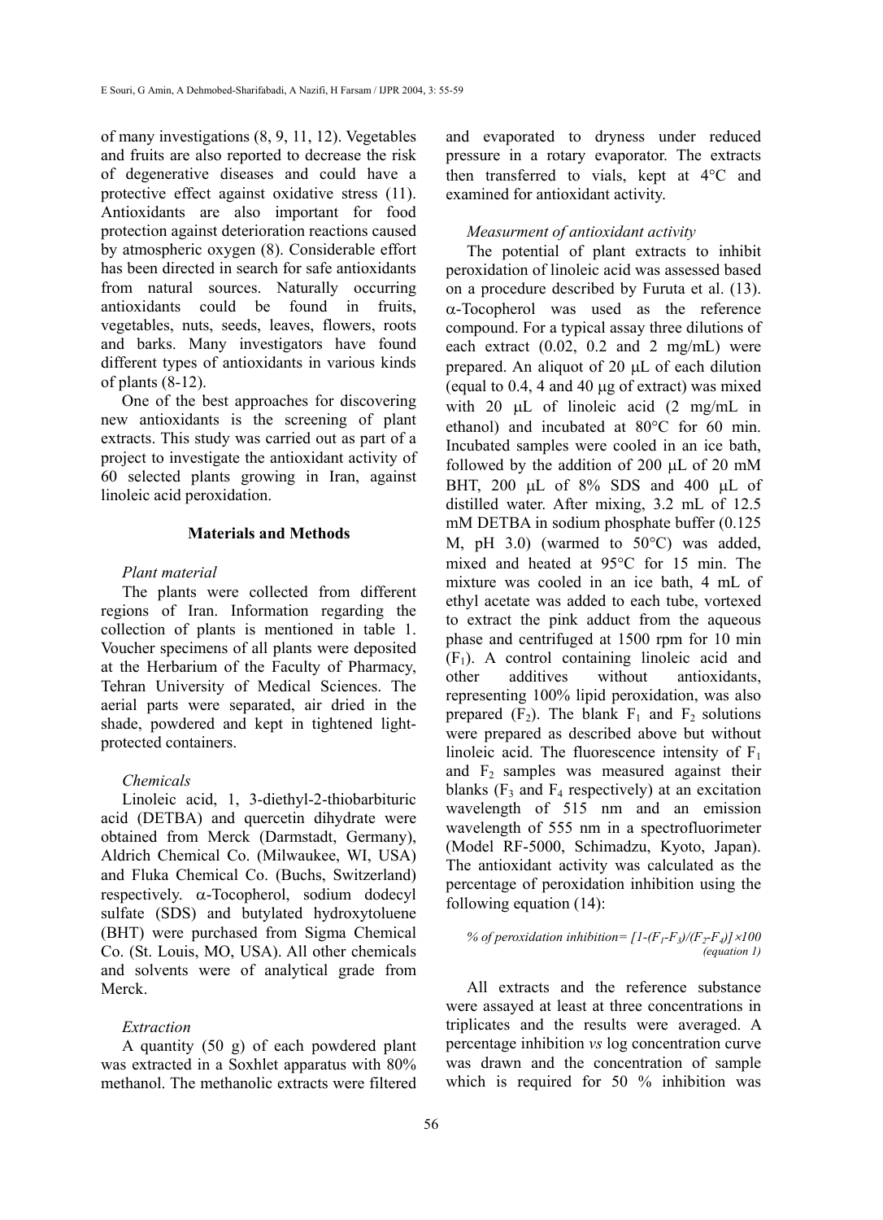of many investigations (8, 9, 11, 12). Vegetables and fruits are also reported to decrease the risk of degenerative diseases and could have a protective effect against oxidative stress (11). Antioxidants are also important for food protection against deterioration reactions caused by atmospheric oxygen (8). Considerable effort has been directed in search for safe antioxidants from natural sources. Naturally occurring antioxidants could be found in fruits, vegetables, nuts, seeds, leaves, flowers, roots and barks. Many investigators have found different types of antioxidants in various kinds of plants (8-12).

One of the best approaches for discovering new antioxidants is the screening of plant extracts. This study was carried out as part of a project to investigate the antioxidant activity of 60 selected plants growing in Iran, against linoleic acid peroxidation.

## Materials and Methods

### *Plant material*

The plants were collected from different regions of Iran. Information regarding the collection of plants is mentioned in table 1. Voucher specimens of all plants were deposited at the Herbarium of the Faculty of Pharmacy, Tehran University of Medical Sciences. The aerial parts were separated, air dried in the shade, powdered and kept in tightened light-protected containers.

### *Chemicals*

Linoleic acid, 1, 3-diethyl-2-thiobarbituric acid (DETBA) and quercetin dihydrate were obtained from Merck (Darmstadt, Germany), Aldrich Chemical Co. (Milwaukee, WI, USA) and Fluka Chemical Co. (Buchs, Switzerland) respectively. α-Tocopherol, sodium dodecyl sulfate (SDS) and butylated hydroxytoluene (BHT) were purchased from Sigma Chemical Co. (St. Louis, MO, USA). All other chemicals and solvents were of analytical grade from Merck.

### *Extraction*

A quantity (50 g) of each powdered plant was extracted in a Soxhlet apparatus with 80% methanol. The methanolic extracts were filtered and evaporated to dryness under reduced pressure in a rotary evaporator. The extracts then transferred to vials, kept at 4°C and examined for antioxidant activity.

### *Measurment of antioxidant activity*

The potential of plant extracts to inhibit peroxidation of linoleic acid was assessed based on a procedure described by Furuta et al. (13). α-Tocopherol was used as the reference compound. For a typical assay three dilutions of each extract (0.02, 0.2 and 2 mg/mL) were prepared. An aliquot of 20 μL of each dilution (equal to 0.4, 4 and 40 μg of extract) was mixed with 20 μL of linoleic acid (2 mg/mL in ethanol) and incubated at 80°C for 60 min. Incubated samples were cooled in an ice bath, followed by the addition of 200 μL of 20 mM BHT, 200 μL of 8% SDS and 400 μL of distilled water. After mixing, 3.2 mL of 12.5 mM DETBA in sodium phosphate buffer (0.125 M, pH 3.0) (warmed to 50°C) was added, mixed and heated at 95°C for 15 min. The mixture was cooled in an ice bath, 4 mL of ethyl acetate was added to each tube, vortexed to extract the pink adduct from the aqueous phase and centrifuged at 1500 rpm for 10 min ($F_1$). A control containing linoleic acid and other additives without antioxidants, representing 100% lipid peroxidation, was also prepared ($F_2$). The blank $F_1$ and $F_2$ solutions were prepared as described above but without linoleic acid. The fluorescence intensity of $F_1$ and $F_2$ samples was measured against their blanks ($F_3$ and $F_4$ respectively) at an excitation wavelength of 515 nm and an emission wavelength of 555 nm in a spectrofluorimeter (Model RF-5000, Schimadzu, Kyoto, Japan). The antioxidant activity was calculated as the percentage of peroxidation inhibition using the following equation (14):

$$\% \text{ of peroxidation inhibition} = [1-(F_1-F_3)/(F_2-F_4)] \times 100 \quad \text{(equation 1)}$$

All extracts and the reference substance were assayed at least at three concentrations in triplicates and the results were averaged. A percentage inhibition *vs* log concentration curve was drawn and the concentration of sample which is required for 50 % inhibition was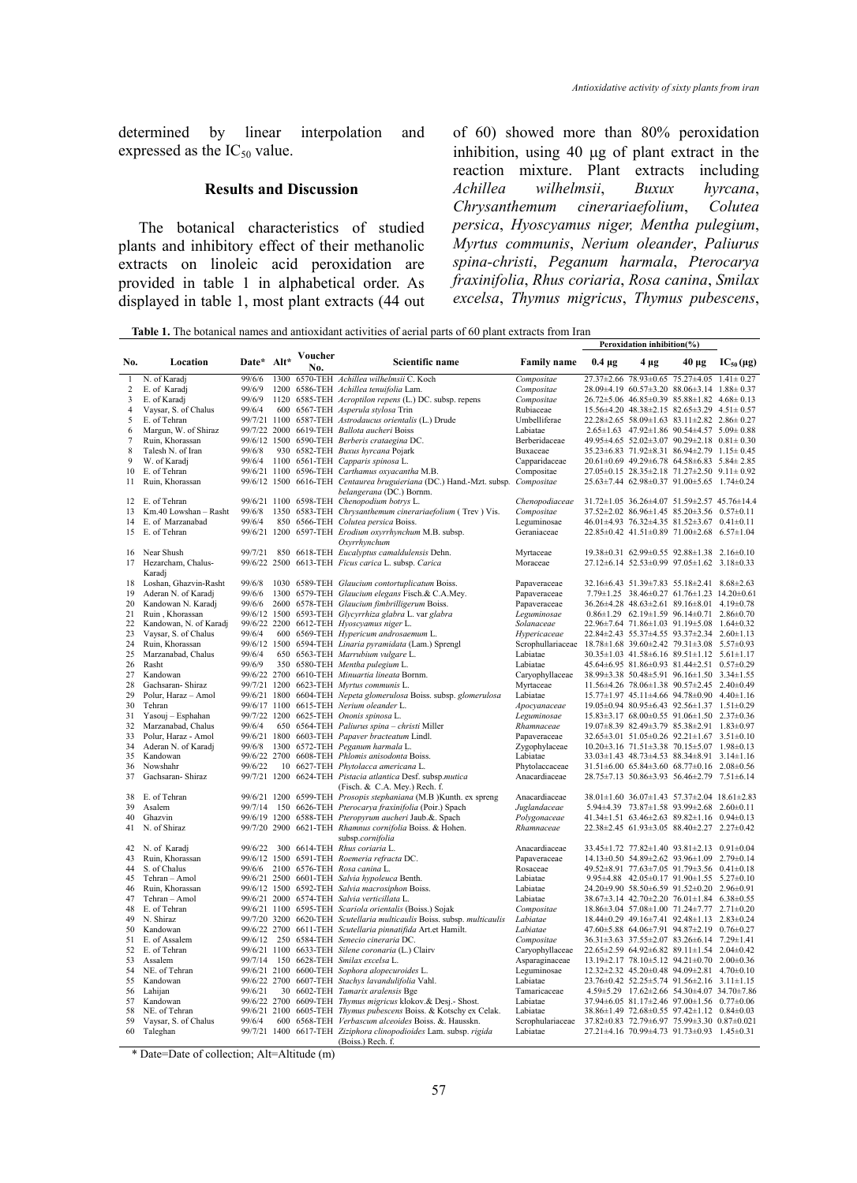determined by linear interpolation and expressed as the $IC_{50}$ value.

## Results and Discussion

The botanical characteristics of studied plants and inhibitory effect of their methanolic extracts on linoleic acid peroxidation are provided in table 1 in alphabetical order. As displayed in table 1, most plant extracts (44 out of 60) showed more than 80% peroxidation inhibition, using 40 μg of plant extract in the reaction mixture. Plant extracts including *Achillea wilhelmsii*, *Buxux hyrcana*, *Chrysanthemum cinerariaefolium*, *Colutea persica*, *Hyoscyamus niger, Mentha pulegium*, *Myrtus communis*, *Nerium oleander*, *Paliurus spina-christi*, *Peganum harmala*, *Pterocarya fraxinifolia*, *Rhus coriaria*, *Rosa canina*, *Smilax excelsa*, *Thymus migricus*, *Thymus pubescens*,

**Table 1.** The botanical names and antioxidant activities of aerial parts of 60 plant extracts from Iran

| No. | Location | Date* | Alt* | Voucher No. | Scientific name | Family name | Peroxidation inhibition(%) 0.4 μg | 4 μg | 40 μg | $IC_{50}$ (μg) |
|---|---|---|---|---|---|---|---|---|---|---|
| 1 | N. of Karadj | 99/6/6 | 1300 | 6570-TEH | *Achillea wilhelmsii* C. Koch | Compositae | 27.37±2.66 | 78.93±0.65 | 75.27±4.05 | 1.41± 0.27 |
| 2 | E. of Karadj | 99/6/9 | 1200 | 6586-TEH | *Achillea tenuifolia* Lam. | Compositae | 28.09±4.19 | 60.57±3.20 | 88.06±3.14 | 1.88± 0.37 |
| 3 | E. of Karadj | 99/6/9 | 1120 | 6585-TEH | *Acroptilon repens* (L.) DC. subsp. repens | Compositae | 26.72±5.06 | 46.85±0.39 | 85.88±1.82 | 4.68± 0.13 |
| 4 | Vaysar, S. of Chalus | 99/6/4 | 600 | 6567-TEH | *Asperula stylosa* Trin | Rubiaceae | 15.56±4.20 | 48.38±2.15 | 82.65±3.29 | 4.51± 0.57 |
| 5 | E. of Tehran | 99/7/21 | 1100 | 6587-TEH | *Astrodaucus orientalis* (L.) Drude | Umbelliferae | 22.28±2.65 | 58.09±1.63 | 83.11±2.82 | 2.86± 0.27 |
| 6 | Margun, W. of Shiraz | 99/7/22 | 2000 | 6619-TEH | *Ballota aucheri* Boiss | Labiatae | 2.65±1.63 | 47.92±1.86 | 90.54±4.57 | 5.09± 0.88 |
| 7 | Ruin, Khorassan | 99/6/12 | 1500 | 6590-TEH | *Berberis crataegina* DC. | Berberidaceae | 49.95±4.65 | 52.02±3.07 | 90.29±2.18 | 0.81± 0.30 |
| 8 | Talesh N. of Iran | 99/6/8 | 930 | 6582-TEH | *Buxus hyrcana* Pojark | Buxaceae | 35.23±6.83 | 71.92±8.31 | 86.94±2.79 | 1.15± 0.45 |
| 9 | W. of Karadj | 99/6/4 | 1100 | 6561-TEH | *Capparis spinosa* L. | Capparidaceae | 20.61±0.69 | 49.29±6.78 | 64.58±6.83 | 5.84± 2.85 |
| 10 | E. of Tehran | 99/6/21 | 1100 | 6596-TEH | *Carthamus oxyacantha* M.B. | Compositae | 27.05±0.15 | 28.35±2.18 | 71.27±2.50 | 9.11± 0.92 |
| 11 | Ruin, Khorassan | 99/6/12 | 1500 | 6616-TEH | *Centaurea bruguieriana* (DC.) Hand.-Mzt. subsp. *belangerana* (DC.) Bornm. | Compositae | 25.63±7.44 | 62.98±0.37 | 91.00±5.65 | 1.74±0.24 |
| 12 | E. of Tehran | 99/6/21 | 1100 | 6598-TEH | *Chenopodium botrys* L. | Chenopodiaceae | 31.72±1.05 | 36.26±4.07 | 51.59±2.57 | 45.76±14.4 |
| 13 | Km.40 Lowshan – Rasht | 99/6/8 | 1350 | 6583-TEH | *Chrysanthemum cinerariaefolium* ( Trev ) Vis. | Compositae | 37.52±2.02 | 86.96±1.45 | 85.20±3.56 | 0.57±0.11 |
| 14 | E. of Marzanabad | 99/6/4 | 850 | 6566-TEH | *Colutea persica* Boiss. | Leguminosae | 46.01±4.93 | 76.32±4.35 | 81.52±3.67 | 0.41±0.11 |
| 15 | E. of Tehran | 99/6/21 | 1200 | 6597-TEH | *Erodium oxyrrhynchum* M.B. subsp. *Oxyrrhynchum* | Geraniaceae | 22.85±0.42 | 41.51±0.89 | 71.00±2.68 | 6.57±1.04 |
| 16 | Near Shush | 99/7/21 | 850 | 6618-TEH | *Eucalyptus camaldulensis* Dehn. | Myrtaceae | 19.38±0.31 | 62.99±0.55 | 92.88±1.38 | 2.16±0.10 |
| 17 | Hezarcham, Chalus-Karadj | 99/6/22 | 2500 | 6613-TEH | *Ficus carica* L. subsp. *Carica* | Moraceae | 27.12±6.14 | 52.53±0.99 | 97.05±1.62 | 3.18±0.33 |
| 18 | Loshan, Ghazvin-Rasht | 99/6/8 | 1030 | 6589-TEH | *Glaucium contortuplicatum* Boiss. | Papaveraceae | 32.16±6.43 | 51.39±7.83 | 55.18±2.41 | 8.68±2.63 |
| 19 | Aderan N. of Karadj | 99/6/6 | 1300 | 6579-TEH | *Glaucium elegans* Fisch.& C.A.Mey. | Papaveraceae | 7.79±1.25 | 38.46±0.27 | 61.76±1.23 | 14.20±0.61 |
| 20 | Kandowan N. Karadj | 99/6/6 | 2600 | 6578-TEH | *Glaucium fimbrilligerum* Boiss. | Papaveraceae | 36.26±4.28 | 48.63±2.61 | 89.16±8.01 | 4.19±0.78 |
| 21 | Ruin , Khorassan | 99/6/12 | 1500 | 6593-TEH | *Glycyrrhiza glabra* L. var *glabra* | Leguminosae | 0.86±1.29 | 62.19±1.59 | 96.14±0.71 | 2.86±0.70 |
| 22 | Kandowan, N. of Karadj | 99/6/22 | 2200 | 6612-TEH | *Hyoscyamus niger* L. | Solanaceae | 22.96±7.64 | 71.86±1.03 | 91.19±5.08 | 1.64±0.32 |
| 23 | Vaysar, S. of Chalus | 99/6/4 | 600 | 6569-TEH | *Hypericum androsaemum* L. | Hypericaceae | 22.84±2.43 | 55.37±4.55 | 93.37±2.34 | 2.60±1.13 |
| 24 | Ruin, Khorassan | 99/6/12 | 1500 | 6594-TEH | *Linaria pyramidata* (Lam.) Sprengl | Scrophullariaceae | 18.78±1.68 | 39.60±2.42 | 79.31±3.08 | 5.57±0.93 |
| 25 | Marzanabad, Chalus | 99/6/4 | 650 | 6563-TEH | *Marrubium vulgare* L. | Labiatae | 30.35±1.03 | 41.58±6.16 | 89.51±1.12 | 5.61±1.17 |
| 26 | Rasht | 99/6/9 | 350 | 6580-TEH | *Mentha pulegium* L. | Labiatae | 45.64±6.95 | 81.86±0.93 | 81.44±2.51 | 0.57±0.29 |
| 27 | Kandowan | 99/6/22 | 2700 | 6610-TEH | *Minuartia lineata* Bornm. | Caryophyllaceae | 38.99±3.38 | 50.48±5.91 | 96.16±1.50 | 3.34±1.55 |
| 28 | Gachsaran- Shiraz | 99/7/21 | 1200 | 6623-TEH | *Myrtus communis* L. | Myrtaceae | 11.56±4.26 | 78.06±1.38 | 90.57±2.45 | 2.40±0.49 |
| 29 | Polur, Haraz – Amol | 99/6/21 | 1800 | 6604-TEH | *Nepeta glomerulosa* Boiss. subsp. *glomerulosa* | Labiatae | 15.77±1.97 | 45.11±4.66 | 94.78±0.90 | 4.40±1.16 |
| 30 | Tehran | 99/6/17 | 1100 | 6615-TEH | *Nerium oleander* L. | Apocynaceae | 19.05±0.94 | 80.95±6.43 | 92.56±1.37 | 1.51±0.29 |
| 31 | Yasouj – Esphahan | 99/7/22 | 1200 | 6625-TEH | *Ononis spinosa* L. | Leguminosae | 15.83±3.17 | 68.00±0.55 | 91.06±1.50 | 2.37±0.36 |
| 32 | Marzanabad, Chalus | 99/6/4 | 650 | 6564-TEH | *Paliurus spina – christi* Miller | Rhamnaceae | 19.07±8.39 | 82.49±3.79 | 85.38±2.91 | 1.83±0.97 |
| 33 | Polur, Haraz - Amol | 99/6/21 | 1800 | 6603-TEH | *Papaver bracteatum* Lindl. | Papaveraceae | 32.65±3.01 | 51.05±0.26 | 92.21±1.67 | 3.51±0.10 |
| 34 | Aderan N. of Karadj | 99/6/8 | 1300 | 6572-TEH | *Peganum harmala* L. | Zygophyllaceae | 10.20±3.16 | 71.51±3.38 | 70.15±5.07 | 1.98±0.13 |
| 35 | Kandowan | 99/6/22 | 2700 | 6608-TEH | *Phlomis anisodonta* Boiss. | Labiatae | 33.03±1.43 | 48.73±4.53 | 88.34±8.91 | 3.14±1.16 |
| 36 | Nowshahr | 99/6/22 | 10 | 6627-TEH | *Phytolacca americana* L. | Phytolaccaceae | 31.51±6.00 | 65.84±3.60 | 68.77±0.16 | 2.08±0.56 |
| 37 | Gachsaran- Shiraz | 99/7/21 | 1200 | 6624-TEH | *Pistacia atlantica* Desf. subsp.*mutica* (Fisch. & C.A. Mey.) Rech. f. | Anacardiaceae | 28.75±7.13 | 50.86±3.93 | 56.46±2.79 | 7.51±6.14 |
| 38 | E. of Tehran | 99/6/21 | 1200 | 6599-TEH | *Prosopis stephaniana* (M.B )Kunth. ex spreng | Anacardiaceae | 38.01±1.60 | 36.07±1.43 | 57.37±2.04 | 18.61±2.83 |
| 39 | Asalem | 99/7/14 | 150 | 6626-TEH | *Pterocarya fraxinifolia* (Poir.) Spach | Juglandaceae | 5.94±4.39 | 73.87±1.58 | 93.99±2.68 | 2.60±0.11 |
| 40 | Ghazvin | 99/6/19 | 1200 | 6588-TEH | *Pteropyrum aucheri* Jaub.& Spach | Polygonaceae | 41.34±1.51 | 63.46±2.63 | 89.82±1.16 | 0.94±0.13 |
| 41 | N. of Shiraz | 99/7/20 | 2900 | 6621-TEH | *Rhamnus cornifolia* Boiss. & Hohen. subsp.*cornifolia* | Rhamnaceae | 22.38±2.45 | 61.93±3.05 | 88.40±2.27 | 2.27±0.42 |
| 42 | N. of Karadj | 99/6/22 | 300 | 6614-TEH | *Rhus coriaria* L. | Anacardiaceae | 33.45±1.72 | 77.82±1.40 | 93.81±2.13 | 0.91±0.04 |
| 43 | Ruin, Khorassan | 99/6/12 | 1500 | 6591-TEH | *Roemeria refracta* DC. | Papaveraceae | 14.13±0.50 | 54.89±2.62 | 93.96±1.09 | 2.79±0.14 |
| 44 | S. of Chalus | 99/6/6 | 2100 | 6576-TEH | *Rosa canina* L. | Rosaceae | 49.52±8.91 | 77.63±7.05 | 91.79±3.56 | 0.41±0.18 |
| 45 | Tehran – Amol | 99/6/21 | 2500 | 6601-TEH | *Salvia hypoleuca* Benth. | Labiatae | 9.95±4.88 | 42.05±0.17 | 91.90±1.55 | 5.27±0.10 |
| 46 | Ruin, Khorassan | 99/6/12 | 1500 | 6592-TEH | *Salvia macrosiphon* Boiss. | Labiatae | 24.20±9.90 | 58.50±6.59 | 91.52±0.20 | 2.96±0.91 |
| 47 | Tehran – Amol | 99/6/21 | 2000 | 6574-TEH | *Salvia verticillata* L. | Labiatae | 38.67±3.14 | 42.70±2.20 | 76.01±1.84 | 6.38±0.55 |
| 48 | E. of Tehran | 99/6/21 | 1100 | 6595-TEH | *Scariola orientalis* (Boiss.) Sojak | Compositae | 18.86±3.04 | 57.08±1.00 | 71.24±7.77 | 2.71±0.20 |
| 49 | N. Shiraz | 99/7/20 | 3200 | 6620-TEH | *Scutellaria multicaulis* Boiss. subsp. *multicaulis* | Labiatae | 18.44±0.29 | 49.16±7.41 | 92.48±1.13 | 2.83±0.24 |
| 50 | Kandowan | 99/6/22 | 2700 | 6611-TEH | *Scutellaria pinnatifida* Art.et Hamilt. | Labiatae | 47.60±5.88 | 64.06±7.91 | 94.87±2.19 | 0.76±0.27 |
| 51 | E. of Assalem | 99/6/12 | 250 | 6584-TEH | *Senecio cineraria* DC. | Compositae | 36.31±3.63 | 37.55±2.07 | 83.26±6.14 | 7.29±1.41 |
| 52 | E. of Tehran | 99/6/21 | 1100 | 6633-TEH | *Silene coronaria* (L.) Clairv | Caryophyllaceae | 22.65±2.59 | 64.92±6.82 | 89.11±1.54 | 2.04±0.42 |
| 53 | Assalem | 99/7/14 | 150 | 6628-TEH | *Smilax excelsa* L. | Asparaginaceae | 13.19±2.17 | 78.10±5.12 | 94.21±0.70 | 2.00±0.36 |
| 54 | NE. of Tehran | 99/6/21 | 2100 | 6600-TEH | *Sophora alopecuroides* L. | Leguminosae | 12.32±2.32 | 45.20±0.48 | 94.09±2.81 | 4.70±0.10 |
| 55 | Kandowan | 99/6/22 | 2700 | 6607-TEH | *Stachys lavandulifolia* Vahl. | Labiatae | 23.76±0.42 | 52.25±5.74 | 91.56±2.16 | 3.11±1.15 |
| 56 | Lahijan | 99/6/21 | 30 | 6602-TEH | *Tamarix aralensis* Bge | Tamaricaceae | 4.59±5.29 | 17.62±2.66 | 54.30±4.07 | 34.70±7.86 |
| 57 | Kandowan | 99/6/22 | 2700 | 6609-TEH | *Thymus migricus* klokov.& Desj.- Shost. | Labiatae | 37.94±6.05 | 81.17±2.46 | 97.00±1.56 | 0.77±0.06 |
| 58 | NE. of Tehran | 99/6/21 | 2100 | 6605-TEH | *Thymus pubescens* Boiss. & Kotschy ex Celak. | Labiatae | 38.86±1.49 | 72.68±0.55 | 97.42±1.12 | 0.84±0.03 |
| 59 | Vaysar, S. of Chalus | 99/6/4 | 600 | 6568-TEH | *Verbascum alceoides* Boiss. &. Hausskn. | Scrophulariaceae | 37.82±0.83 | 72.79±6.97 | 75.99±3.30 | 0.87±0.021 |
| 60 | Taleghan | 99/7/21 | 1400 | 6617-TEH | *Ziziphora clinopodioides* Lam. subsp. *rigida* (Boiss.) Rech. f. | Labiatae | 27.21±4.16 | 70.99±4.73 | 91.73±0.93 | 1.45±0.31 |

\* Date=Date of collection; Alt=Altitude (m)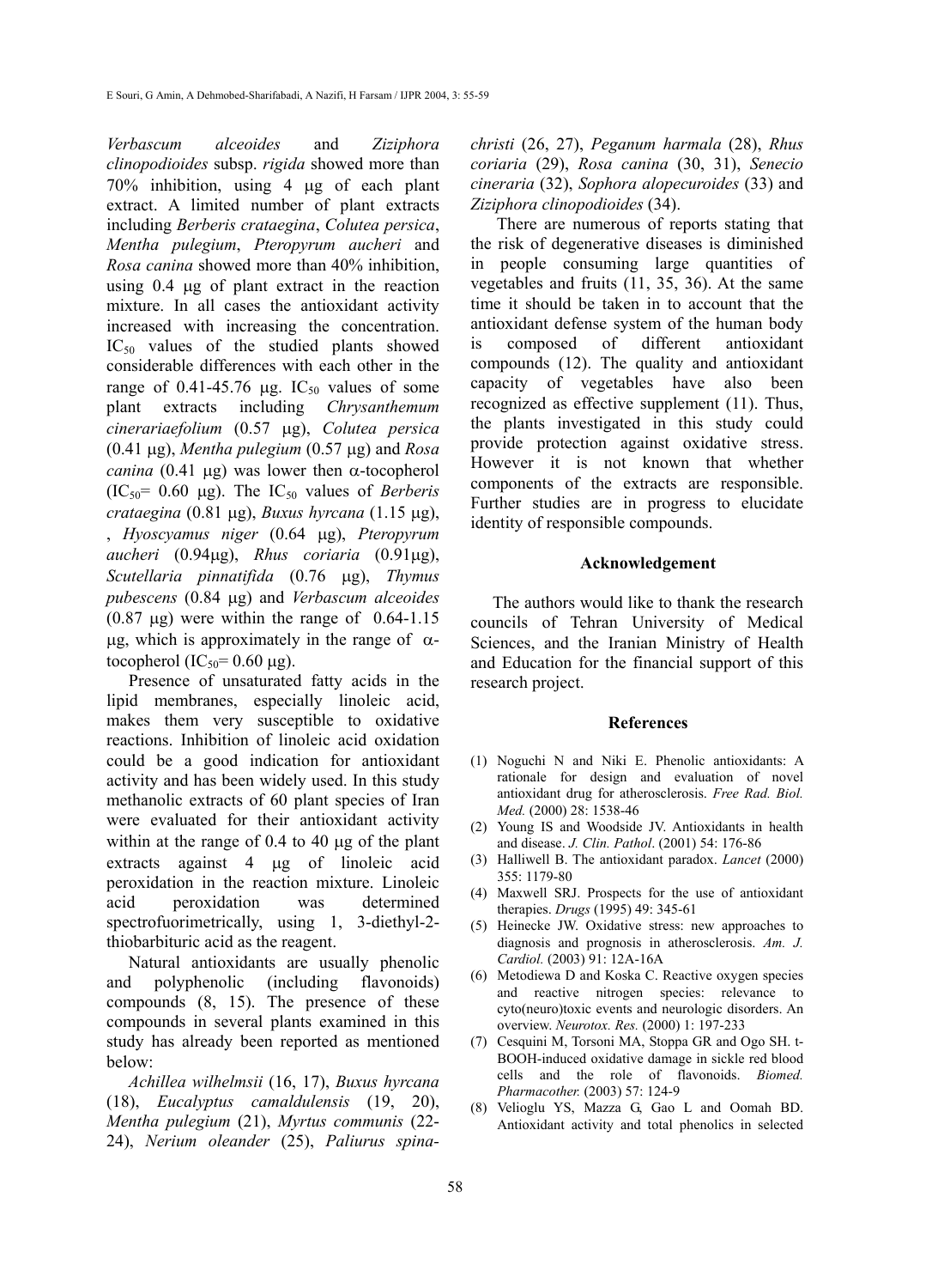*Verbascum alceoides* and *Ziziphora clinopodioides* subsp. *rigida* showed more than 70% inhibition, using 4 μg of each plant extract. A limited number of plant extracts including *Berberis crataegina*, *Colutea persica*, *Mentha pulegium*, *Pteropyrum aucheri* and *Rosa canina* showed more than 40% inhibition, using 0.4 μg of plant extract in the reaction mixture. In all cases the antioxidant activity increased with increasing the concentration. $IC_{50}$ values of the studied plants showed considerable differences with each other in the range of 0.41-45.76 μg. $IC_{50}$ values of some plant extracts including *Chrysanthemum cinerariaefolium* (0.57 μg), *Colutea persica* (0.41 μg), *Mentha pulegium* (0.57 μg) and *Rosa canina* (0.41 μg) was lower then α-tocopherol ($IC_{50}$= 0.60 μg). The $IC_{50}$ values of *Berberis crataegina* (0.81 μg), *Buxus hyrcana* (1.15 μg), , *Hyoscyamus niger* (0.64 μg), *Pteropyrum aucheri* (0.94μg), *Rhus coriaria* (0.91μg), *Scutellaria pinnatifida* (0.76 μg), *Thymus pubescens* (0.84 μg) and *Verbascum alceoides* (0.87 μg) were within the range of 0.64-1.15 μg, which is approximately in the range of α-tocopherol ($IC_{50}$= 0.60 μg).

Presence of unsaturated fatty acids in the lipid membranes, especially linoleic acid, makes them very susceptible to oxidative reactions. Inhibition of linoleic acid oxidation could be a good indication for antioxidant activity and has been widely used. In this study methanolic extracts of 60 plant species of Iran were evaluated for their antioxidant activity within at the range of 0.4 to 40 μg of the plant extracts against 4 μg of linoleic acid peroxidation in the reaction mixture. Linoleic acid peroxidation was determined spectrofuorimetrically, using 1, 3-diethyl-2-thiobarbituric acid as the reagent.

Natural antioxidants are usually phenolic and polyphenolic (including flavonoids) compounds (8, 15). The presence of these compounds in several plants examined in this study has already been reported as mentioned below:

*Achillea wilhelmsii* (16, 17), *Buxus hyrcana* (18), *Eucalyptus camaldulensis* (19, 20), *Mentha pulegium* (21), *Myrtus communis* (22-24), *Nerium oleander* (25), *Paliurus spina-christi* (26, 27), *Peganum harmala* (28), *Rhus coriaria* (29), *Rosa canina* (30, 31), *Senecio cineraria* (32), *Sophora alopecuroides* (33) and *Ziziphora clinopodioides* (34).

There are numerous of reports stating that the risk of degenerative diseases is diminished in people consuming large quantities of vegetables and fruits (11, 35, 36). At the same time it should be taken in to account that the antioxidant defense system of the human body is composed of different antioxidant compounds (12). The quality and antioxidant capacity of vegetables have also been recognized as effective supplement (11). Thus, the plants investigated in this study could provide protection against oxidative stress. However it is not known that whether components of the extracts are responsible. Further studies are in progress to elucidate identity of responsible compounds.

## Acknowledgement

The authors would like to thank the research councils of Tehran University of Medical Sciences, and the Iranian Ministry of Health and Education for the financial support of this research project.

## References

(1) Noguchi N and Niki E. Phenolic antioxidants: A rationale for design and evaluation of novel antioxidant drug for atherosclerosis. *Free Rad. Biol. Med.* (2000) 28: 1538-46

(2) Young IS and Woodside JV. Antioxidants in health and disease. *J. Clin. Pathol*. (2001) 54: 176-86

(3) Halliwell B. The antioxidant paradox. *Lancet* (2000) 355: 1179-80

(4) Maxwell SRJ. Prospects for the use of antioxidant therapies. *Drugs* (1995) 49: 345-61

(5) Heinecke JW. Oxidative stress: new approaches to diagnosis and prognosis in atherosclerosis. *Am. J. Cardiol.* (2003) 91: 12A-16A

(6) Metodiewa D and Koska C. Reactive oxygen species and reactive nitrogen species: relevance to cyto(neuro)toxic events and neurologic disorders. An overview. *Neurotox. Res.* (2000) 1: 197-233

(7) Cesquini M, Torsoni MA, Stoppa GR and Ogo SH. t-BOOH-induced oxidative damage in sickle red blood cells and the role of flavonoids. *Biomed. Pharmacother.* (2003) 57: 124-9

(8) Velioglu YS, Mazza G, Gao L and Oomah BD. Antioxidant activity and total phenolics in selected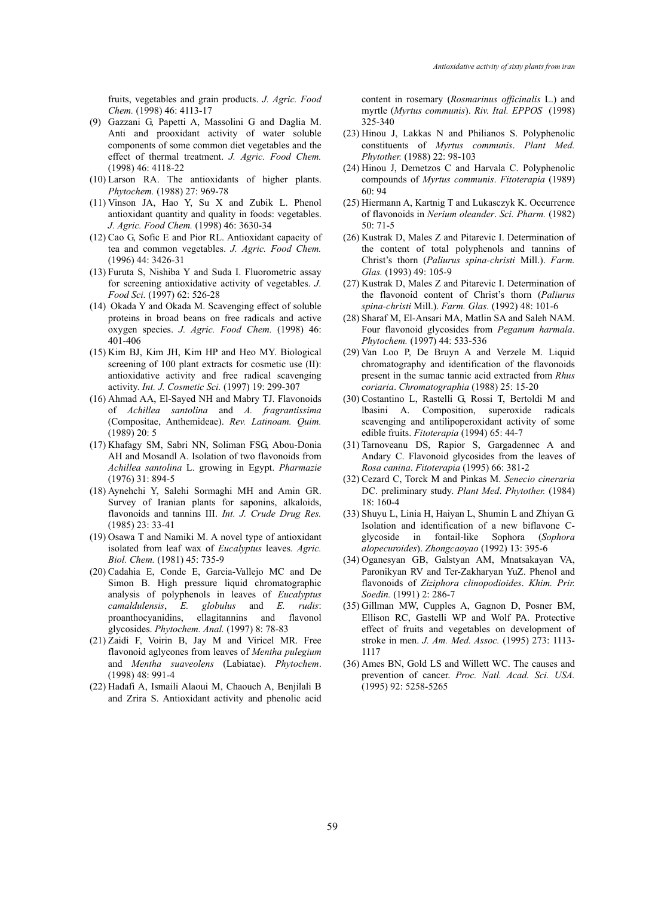fruits, vegetables and grain products. *J. Agric. Food Chem.* (1998) 46: 4113-17

(9) Gazzani G, Papetti A, Massolini G and Daglia M. Anti and prooxidant activity of water soluble components of some common diet vegetables and the effect of thermal treatment. *J. Agric. Food Chem.* (1998) 46: 4118-22

(10) Larson RA. The antioxidants of higher plants. *Phytochem.* (1988) 27: 969-78

(11) Vinson JA, Hao Y, Su X and Zubik L. Phenol antioxidant quantity and quality in foods: vegetables. *J. Agric. Food Chem.* (1998) 46: 3630-34

(12) Cao G, Sofic E and Pior RL. Antioxidant capacity of tea and common vegetables. *J. Agric. Food Chem.* (1996) 44: 3426-31

(13) Furuta S, Nishiba Y and Suda I. Fluorometric assay for screening antioxidative activity of vegetables. *J. Food Sci.* (1997) 62: 526-28

(14) Okada Y and Okada M. Scavenging effect of soluble proteins in broad beans on free radicals and active oxygen species. *J. Agric. Food Chem.* (1998) 46: 401-406

(15) Kim BJ, Kim JH, Kim HP and Heo MY. Biological screening of 100 plant extracts for cosmetic use (II): antioxidative activity and free radical scavenging activity. *Int. J. Cosmetic Sci.* (1997) 19: 299-307

(16) Ahmad AA, El-Sayed NH and Mabry TJ. Flavonoids of *Achillea santolina* and *A. fragrantissima* (Compositae, Anthemideae). *Rev. Latinoam. Quim.* (1989) 20: 5

(17) Khafagy SM, Sabri NN, Soliman FSG, Abou-Donia AH and Mosandl A. Isolation of two flavonoids from *Achillea santolina* L. growing in Egypt. *Pharmazie* (1976) 31: 894-5

(18) Aynehchi Y, Salehi Sormaghi MH and Amin GR. Survey of Iranian plants for saponins, alkaloids, flavonoids and tannins III. *Int. J. Crude Drug Res.* (1985) 23: 33-41

(19) Osawa T and Namiki M. A novel type of antioxidant isolated from leaf wax of *Eucalyptus* leaves. *Agric. Biol. Chem.* (1981) 45: 735-9

(20) Cadahia E, Conde E, Garcia-Vallejo MC and De Simon B. High pressure liquid chromatographic analysis of polyphenols in leaves of *Eucalyptus camaldulensis*, *E. globulus* and *E. rudis*: proanthocyanidins, ellagitannins and flavonol glycosides. *Phytochem. Anal.* (1997) 8: 78-83

(21) Zaidi F, Voirin B, Jay M and Viricel MR. Free flavonoid aglycones from leaves of *Mentha pulegium* and *Mentha suaveolens* (Labiatae). *Phytochem*. (1998) 48: 991-4

(22) Hadafi A, Ismaili Alaoui M, Chaouch A, Benjilali B and Zrira S. Antioxidant activity and phenolic acid content in rosemary (*Rosmarinus officinalis* L.) and myrtle (*Myrtus communis*). *Riv. Ital. EPPOS* (1998) 325-340

(23) Hinou J, Lakkas N and Philianos S. Polyphenolic constituents of *Myrtus communis*. *Plant Med. Phytother.* (1988) 22: 98-103

(24) Hinou J, Demetzos C and Harvala C. Polyphenolic compounds of *Myrtus communis*. *Fitoterapia* (1989) 60: 94

(25) Hiermann A, Kartnig T and Lukasczyk K. Occurrence of flavonoids in *Nerium oleander*. *Sci. Pharm.* (1982) 50: 71-5

(26) Kustrak D, Males Z and Pitarevic I. Determination of the content of total polyphenols and tannins of Christ's thorn (*Paliurus spina-christi* Mill.). *Farm. Glas.* (1993) 49: 105-9

(27) Kustrak D, Males Z and Pitarevic I. Determination of the flavonoid content of Christ's thorn (*Paliurus spina-christi* Mill.). *Farm. Glas.* (1992) 48: 101-6

(28) Sharaf M, El-Ansari MA, Matlin SA and Saleh NAM. Four flavonoid glycosides from *Peganum harmala*. *Phytochem.* (1997) 44: 533-536

(29) Van Loo P, De Bruyn A and Verzele M. Liquid chromatography and identification of the flavonoids present in the sumac tannic acid extracted from *Rhus coriaria*. *Chromatographia* (1988) 25: 15-20

(30) Costantino L, Rastelli G, Rossi T, Bertoldi M and lbasini A. Composition, superoxide radicals scavenging and antilipoperoxidant activity of some edible fruits. *Fitoterapia* (1994) 65: 44-7

(31) Tarnoveanu DS, Rapior S, Gargadennec A and Andary C. Flavonoid glycosides from the leaves of *Rosa canina*. *Fitoterapia* (1995) 66: 381-2

(32) Cezard C, Torck M and Pinkas M. *Senecio cineraria* DC. preliminary study. *Plant Med*. *Phytother.* (1984) 18: 160-4

(33) Shuyu L, Linia H, Haiyan L, Shumin L and Zhiyan G. Isolation and identification of a new biflavone C-glycoside in fontail-like Sophora (*Sophora alopecuroides*). *Zhongcaoyao* (1992) 13: 395-6

(34) Oganesyan GB, Galstyan AM, Mnatsakayan VA, Paronikyan RV and Ter-Zakharyan YuZ. Phenol and flavonoids of *Ziziphora clinopodioides*. *Khim. Prir. Soedin.* (1991) 2: 286-7

(35) Gillman MW, Cupples A, Gagnon D, Posner BM, Ellison RC, Gastelli WP and Wolf PA. Protective effect of fruits and vegetables on development of stroke in men. *J. Am. Med. Assoc.* (1995) 273: 1113-1117

(36) Ames BN, Gold LS and Willett WC. The causes and prevention of cancer. *Proc. Natl. Acad. Sci. USA.* (1995) 92: 5258-5265